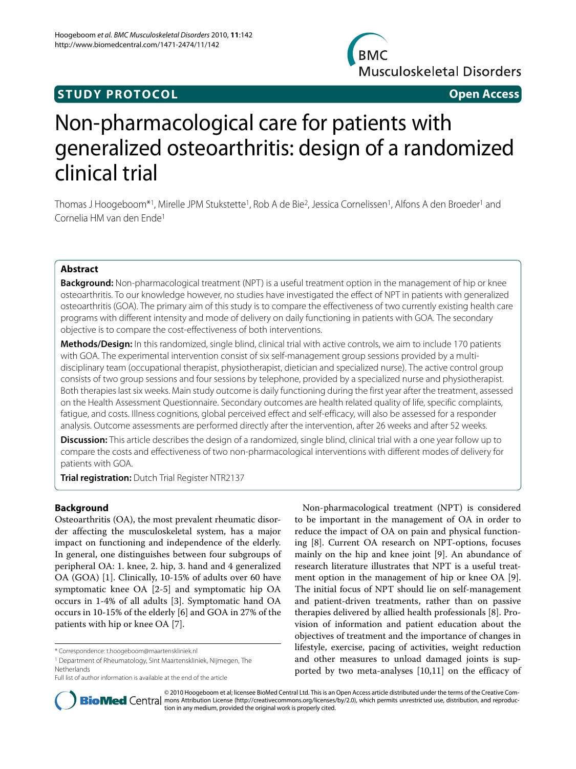**STUDY PROTOCOL** **Open Access**

# Non-pharmacological care for patients with generalized osteoarthritis: design of a randomized clinical trial

Thomas J Hoogeboom*[1], Mirelle JPM Stukstette[1], Rob A de Bie[2], Jessica Cornelissen[1], Alfons A den Broeder[1] and Cornelia HM van den Ende[1]

## Abstract

**Background:** Non-pharmacological treatment (NPT) is a useful treatment option in the management of hip or knee osteoarthritis. To our knowledge however, no studies have investigated the effect of NPT in patients with generalized osteoarthritis (GOA). The primary aim of this study is to compare the effectiveness of two currently existing health care programs with different intensity and mode of delivery on daily functioning in patients with GOA. The secondary objective is to compare the cost-effectiveness of both interventions.

**Methods/Design:** In this randomized, single blind, clinical trial with active controls, we aim to include 170 patients with GOA. The experimental intervention consist of six self-management group sessions provided by a multi-disciplinary team (occupational therapist, physiotherapist, dietician and specialized nurse). The active control group consists of two group sessions and four sessions by telephone, provided by a specialized nurse and physiotherapist. Both therapies last six weeks. Main study outcome is daily functioning during the first year after the treatment, assessed on the Health Assessment Questionnaire. Secondary outcomes are health related quality of life, specific complaints, fatigue, and costs. Illness cognitions, global perceived effect and self-efficacy, will also be assessed for a responder analysis. Outcome assessments are performed directly after the intervention, after 26 weeks and after 52 weeks.

**Discussion:** This article describes the design of a randomized, single blind, clinical trial with a one year follow up to compare the costs and effectiveness of two non-pharmacological interventions with different modes of delivery for patients with GOA.

**Trial registration:** Dutch Trial Register NTR2137

## Background

Osteoarthritis (OA), the most prevalent rheumatic disorder affecting the musculoskeletal system, has a major impact on functioning and independence of the elderly. In general, one distinguishes between four subgroups of peripheral OA: 1. knee, 2. hip, 3. hand and 4 generalized OA (GOA) [1]. Clinically, 10-15% of adults over 60 have symptomatic knee OA [2-5] and symptomatic hip OA occurs in 1-4% of all adults [3]. Symptomatic hand OA occurs in 10-15% of the elderly [6] and GOA in 27% of the patients with hip or knee OA [7].

Non-pharmacological treatment (NPT) is considered to be important in the management of OA in order to reduce the impact of OA on pain and physical functioning [8]. Current OA research on NPT-options, focuses mainly on the hip and knee joint [9]. An abundance of research literature illustrates that NPT is a useful treatment option in the management of hip or knee OA [9]. The initial focus of NPT should lie on self-management and patient-driven treatments, rather than on passive therapies delivered by allied health professionals [8]. Provision of information and patient education about the objectives of treatment and the importance of changes in lifestyle, exercise, pacing of activities, weight reduction and other measures to unload damaged joints is supported by two meta-analyses [10,11] on the efficacy of

\* Correspondence: t.hoogeboom@maartenskliniek.nl

[1] Department of Rheumatology, Sint Maartenskliniek, Nijmegen, The Netherlands

Full list of author information is available at the end of the article

© 2010 Hoogeboom et al; licensee BioMed Central Ltd. This is an Open Access article distributed under the terms of the Creative Commons Attribution License (http://creativecommons.org/licenses/by/2.0), which permits unrestricted use, distribution, and reproduction in any medium, provided the original work is properly cited.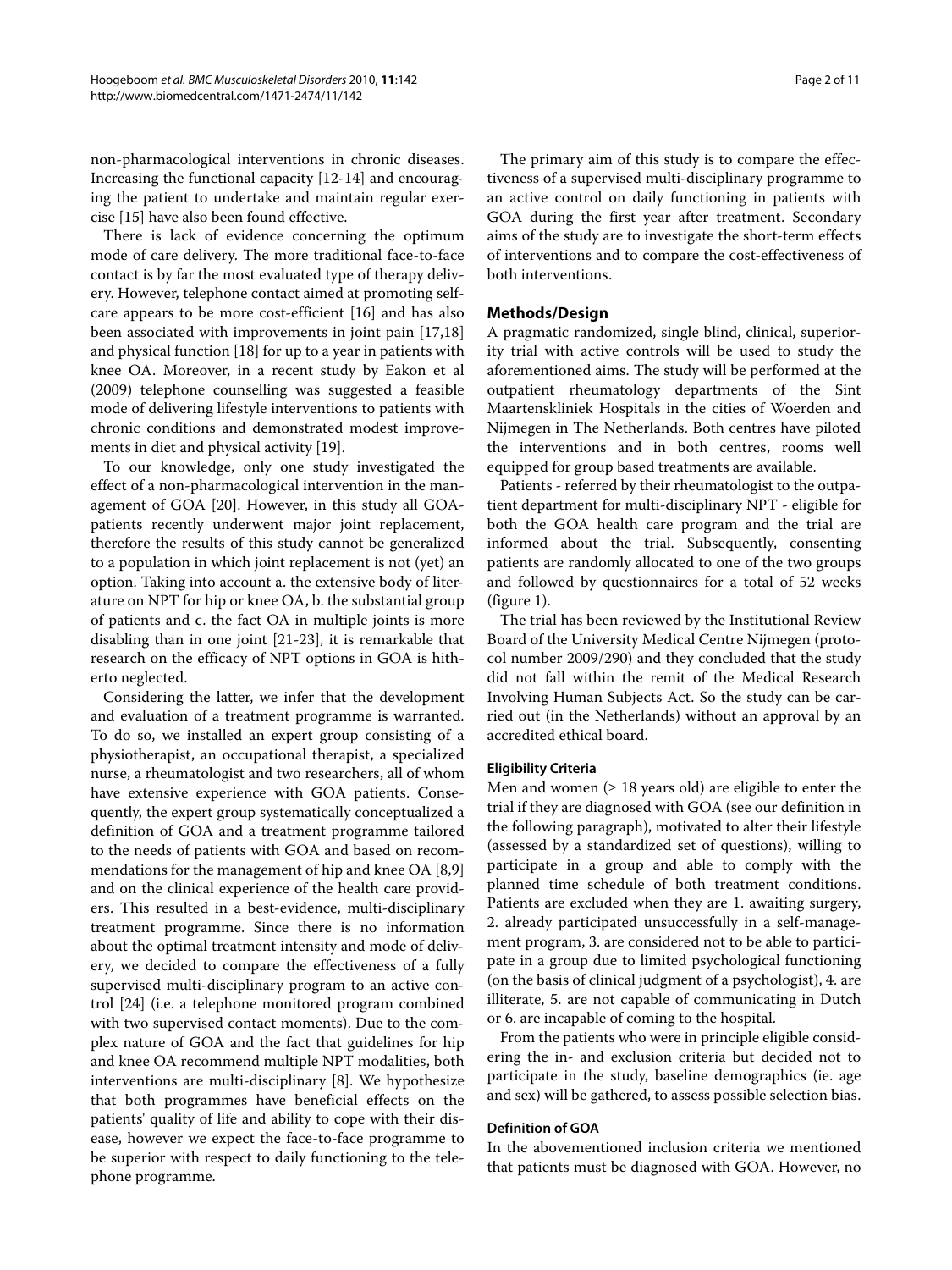non-pharmacological interventions in chronic diseases. Increasing the functional capacity [12-14] and encouraging the patient to undertake and maintain regular exercise [15] have also been found effective.

There is lack of evidence concerning the optimum mode of care delivery. The more traditional face-to-face contact is by far the most evaluated type of therapy delivery. However, telephone contact aimed at promoting self-care appears to be more cost-efficient [16] and has also been associated with improvements in joint pain [17,18] and physical function [18] for up to a year in patients with knee OA. Moreover, in a recent study by Eakon et al (2009) telephone counselling was suggested a feasible mode of delivering lifestyle interventions to patients with chronic conditions and demonstrated modest improvements in diet and physical activity [19].

To our knowledge, only one study investigated the effect of a non-pharmacological intervention in the management of GOA [20]. However, in this study all GOA-patients recently underwent major joint replacement, therefore the results of this study cannot be generalized to a population in which joint replacement is not (yet) an option. Taking into account a. the extensive body of literature on NPT for hip or knee OA, b. the substantial group of patients and c. the fact OA in multiple joints is more disabling than in one joint [21-23], it is remarkable that research on the efficacy of NPT options in GOA is hitherto neglected.

Considering the latter, we infer that the development and evaluation of a treatment programme is warranted. To do so, we installed an expert group consisting of a physiotherapist, an occupational therapist, a specialized nurse, a rheumatologist and two researchers, all of whom have extensive experience with GOA patients. Consequently, the expert group systematically conceptualized a definition of GOA and a treatment programme tailored to the needs of patients with GOA and based on recommendations for the management of hip and knee OA [8,9] and on the clinical experience of the health care providers. This resulted in a best-evidence, multi-disciplinary treatment programme. Since there is no information about the optimal treatment intensity and mode of delivery, we decided to compare the effectiveness of a fully supervised multi-disciplinary program to an active control [24] (i.e. a telephone monitored program combined with two supervised contact moments). Due to the complex nature of GOA and the fact that guidelines for hip and knee OA recommend multiple NPT modalities, both interventions are multi-disciplinary [8]. We hypothesize that both programmes have beneficial effects on the patients' quality of life and ability to cope with their disease, however we expect the face-to-face programme to be superior with respect to daily functioning to the telephone programme.

The primary aim of this study is to compare the effectiveness of a supervised multi-disciplinary programme to an active control on daily functioning in patients with GOA during the first year after treatment. Secondary aims of the study are to investigate the short-term effects of interventions and to compare the cost-effectiveness of both interventions.

## Methods/Design

A pragmatic randomized, single blind, clinical, superiority trial with active controls will be used to study the aforementioned aims. The study will be performed at the outpatient rheumatology departments of the Sint Maartenskliniek Hospitals in the cities of Woerden and Nijmegen in The Netherlands. Both centres have piloted the interventions and in both centres, rooms well equipped for group based treatments are available.

Patients - referred by their rheumatologist to the outpatient department for multi-disciplinary NPT - eligible for both the GOA health care program and the trial are informed about the trial. Subsequently, consenting patients are randomly allocated to one of the two groups and followed by questionnaires for a total of 52 weeks (figure 1).

The trial has been reviewed by the Institutional Review Board of the University Medical Centre Nijmegen (protocol number 2009/290) and they concluded that the study did not fall within the remit of the Medical Research Involving Human Subjects Act. So the study can be carried out (in the Netherlands) without an approval by an accredited ethical board.

### Eligibility Criteria

Men and women (≥ 18 years old) are eligible to enter the trial if they are diagnosed with GOA (see our definition in the following paragraph), motivated to alter their lifestyle (assessed by a standardized set of questions), willing to participate in a group and able to comply with the planned time schedule of both treatment conditions. Patients are excluded when they are 1. awaiting surgery, 2. already participated unsuccessfully in a self-management program, 3. are considered not to be able to participate in a group due to limited psychological functioning (on the basis of clinical judgment of a psychologist), 4. are illiterate, 5. are not capable of communicating in Dutch or 6. are incapable of coming to the hospital.

From the patients who were in principle eligible considering the in- and exclusion criteria but decided not to participate in the study, baseline demographics (ie. age and sex) will be gathered, to assess possible selection bias.

### Definition of GOA

In the abovementioned inclusion criteria we mentioned that patients must be diagnosed with GOA. However, no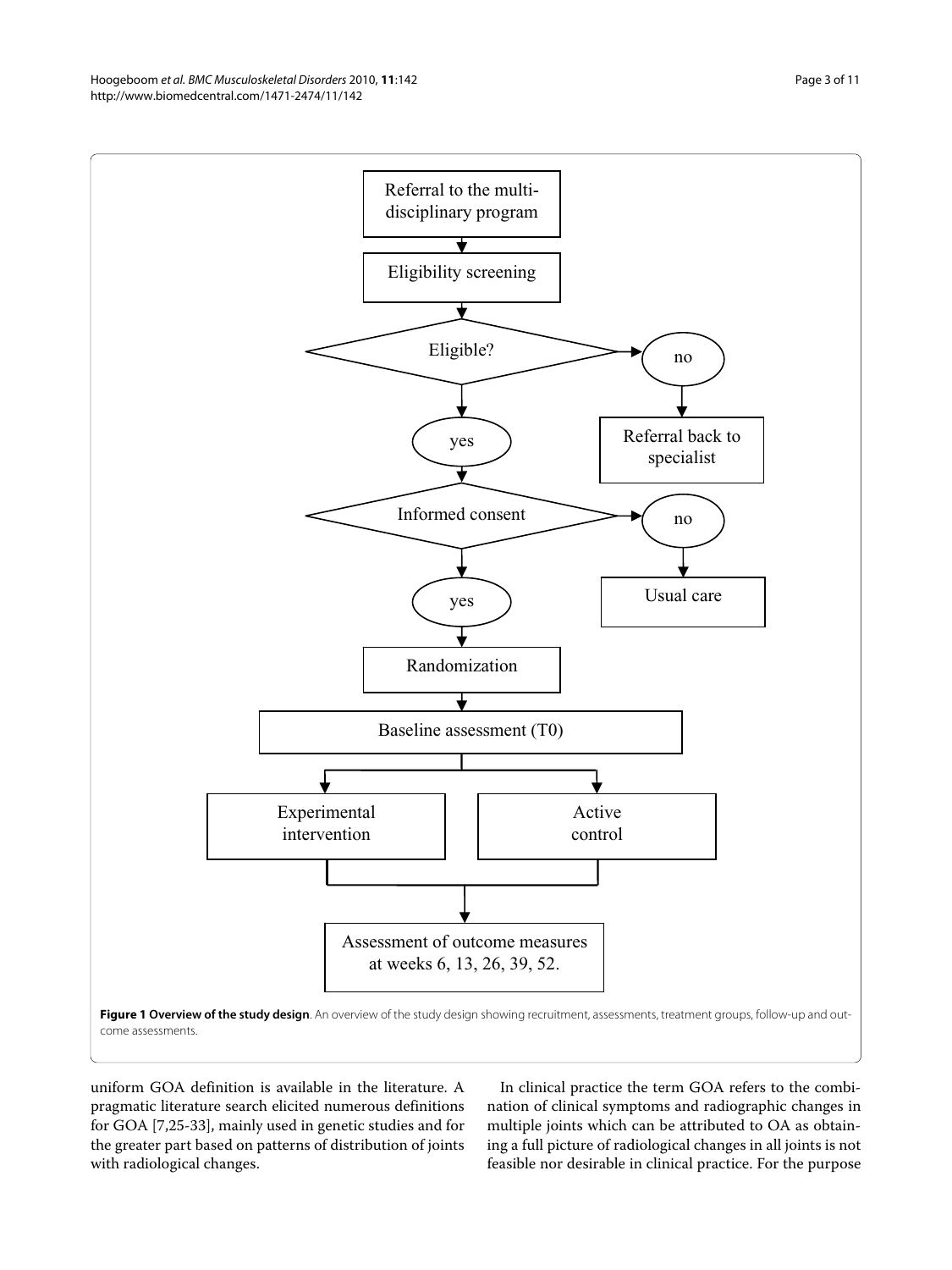**Figure 1 Overview of the study design**. An overview of the study design showing recruitment, assessments, treatment groups, follow-up and outcome assessments.

uniform GOA definition is available in the literature. A pragmatic literature search elicited numerous definitions for GOA [7,25-33], mainly used in genetic studies and for the greater part based on patterns of distribution of joints with radiological changes.

In clinical practice the term GOA refers to the combination of clinical symptoms and radiographic changes in multiple joints which can be attributed to OA as obtaining a full picture of radiological changes in all joints is not feasible nor desirable in clinical practice. For the purpose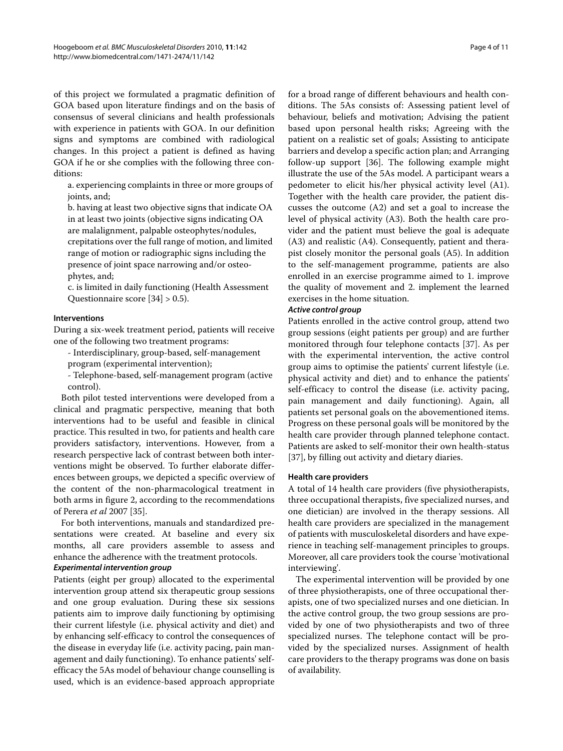of this project we formulated a pragmatic definition of GOA based upon literature findings and on the basis of consensus of several clinicians and health professionals with experience in patients with GOA. In our definition signs and symptoms are combined with radiological changes. In this project a patient is defined as having GOA if he or she complies with the following three conditions:

a. experiencing complaints in three or more groups of joints, and;

b. having at least two objective signs that indicate OA in at least two joints (objective signs indicating OA are malalignment, palpable osteophytes/nodules, crepitations over the full range of motion, and limited range of motion or radiographic signs including the presence of joint space narrowing and/or osteophytes, and;

c. is limited in daily functioning (Health Assessment Questionnaire score [34] > 0.5).

#### Interventions

During a six-week treatment period, patients will receive one of the following two treatment programs:

- Interdisciplinary, group-based, self-management program (experimental intervention);
- Telephone-based, self-management program (active control).

Both pilot tested interventions were developed from a clinical and pragmatic perspective, meaning that both interventions had to be useful and feasible in clinical practice. This resulted in two, for patients and health care providers satisfactory, interventions. However, from a research perspective lack of contrast between both interventions might be observed. To further elaborate differences between groups, we depicted a specific overview of the content of the non-pharmacological treatment in both arms in figure 2, according to the recommendations of Perera *et al* 2007 [35].

For both interventions, manuals and standardized presentations were created. At baseline and every six months, all care providers assemble to assess and enhance the adherence with the treatment protocols.

##### *Experimental intervention group*

Patients (eight per group) allocated to the experimental intervention group attend six therapeutic group sessions and one group evaluation. During these six sessions patients aim to improve daily functioning by optimising their current lifestyle (i.e. physical activity and diet) and by enhancing self-efficacy to control the consequences of the disease in everyday life (i.e. activity pacing, pain management and daily functioning). To enhance patients' self-efficacy the 5As model of behaviour change counselling is used, which is an evidence-based approach appropriate for a broad range of different behaviours and health conditions. The 5As consists of: Assessing patient level of behaviour, beliefs and motivation; Advising the patient based upon personal health risks; Agreeing with the patient on a realistic set of goals; Assisting to anticipate barriers and develop a specific action plan; and Arranging follow-up support [36]. The following example might illustrate the use of the 5As model. A participant wears a pedometer to elicit his/her physical activity level (A1). Together with the health care provider, the patient discusses the outcome (A2) and set a goal to increase the level of physical activity (A3). Both the health care provider and the patient must believe the goal is adequate (A3) and realistic (A4). Consequently, patient and therapist closely monitor the personal goals (A5). In addition to the self-management programme, patients are also enrolled in an exercise programme aimed to 1. improve the quality of movement and 2. implement the learned exercises in the home situation.

##### *Active control group*

Patients enrolled in the active control group, attend two group sessions (eight patients per group) and are further monitored through four telephone contacts [37]. As per with the experimental intervention, the active control group aims to optimise the patients' current lifestyle (i.e. physical activity and diet) and to enhance the patients' self-efficacy to control the disease (i.e. activity pacing, pain management and daily functioning). Again, all patients set personal goals on the abovementioned items. Progress on these personal goals will be monitored by the health care provider through planned telephone contact. Patients are asked to self-monitor their own health-status [37], by filling out activity and dietary diaries.

#### Health care providers

A total of 14 health care providers (five physiotherapists, three occupational therapists, five specialized nurses, and one dietician) are involved in the therapy sessions. All health care providers are specialized in the management of patients with musculoskeletal disorders and have experience in teaching self-management principles to groups. Moreover, all care providers took the course 'motivational interviewing'.

The experimental intervention will be provided by one of three physiotherapists, one of three occupational therapists, one of two specialized nurses and one dietician. In the active control group, the two group sessions are provided by one of two physiotherapists and two of three specialized nurses. The telephone contact will be provided by the specialized nurses. Assignment of health care providers to the therapy programs was done on basis of availability.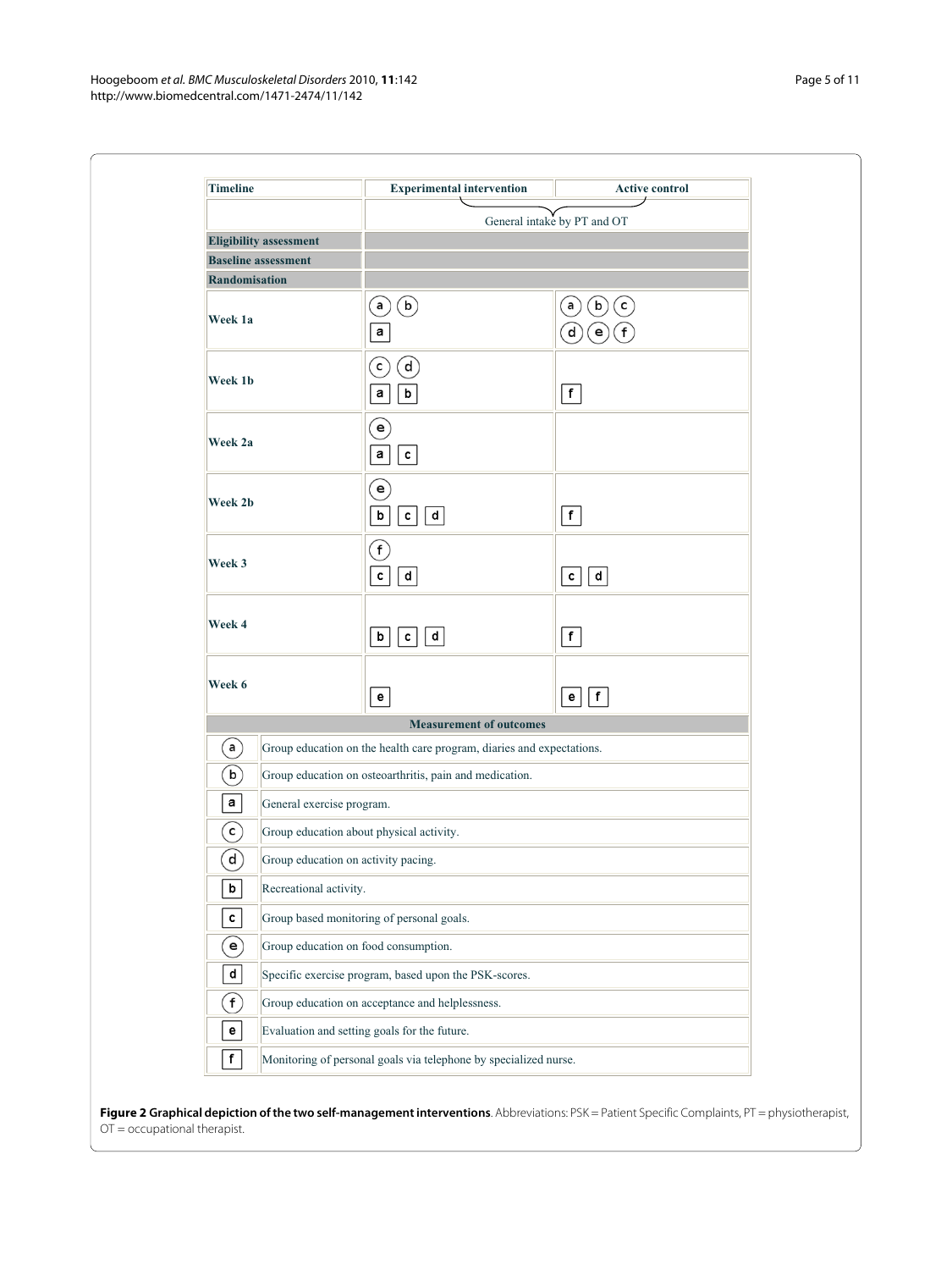| Timeline | Experimental intervention | Active control |
| --- | --- | --- |
| | General intake by PT and OT | |
| **Eligibility assessment** | | |
| **Baseline assessment** | | |
| **Randomisation** | | |
| **Week 1a** | (a) (b) [a] | (a) (b) (c) (d) (e) (f) |
| **Week 1b** | (c) (d) [a] [b] | [f] |
| **Week 2a** | (e) [a] [c] | |
| **Week 2b** | (e) [b] [c] [d] | [f] |
| **Week 3** | (f) [c] [d] | [c] [d] |
| **Week 4** | [b] [c] [d] | [f] |
| **Week 6** | [e] | [e] [f] |
| **Measurement of outcomes** | | |

| Symbol | Description |
| --- | --- |
| (a) | Group education on the health care program, diaries and expectations. |
| (b) | Group education on osteoarthritis, pain and medication. |
| [a] | General exercise program. |
| (c) | Group education about physical activity. |
| (d) | Group education on activity pacing. |
| [b] | Recreational activity. |
| [c] | Group based monitoring of personal goals. |
| (e) | Group education on food consumption. |
| [d] | Specific exercise program, based upon the PSK-scores. |
| (f) | Group education on acceptance and helplessness. |
| [e] | Evaluation and setting goals for the future. |
| [f] | Monitoring of personal goals via telephone by specialized nurse. |

**Figure 2 Graphical depiction of the two self-management interventions**. Abbreviations: PSK = Patient Specific Complaints, PT = physiotherapist, OT = occupational therapist.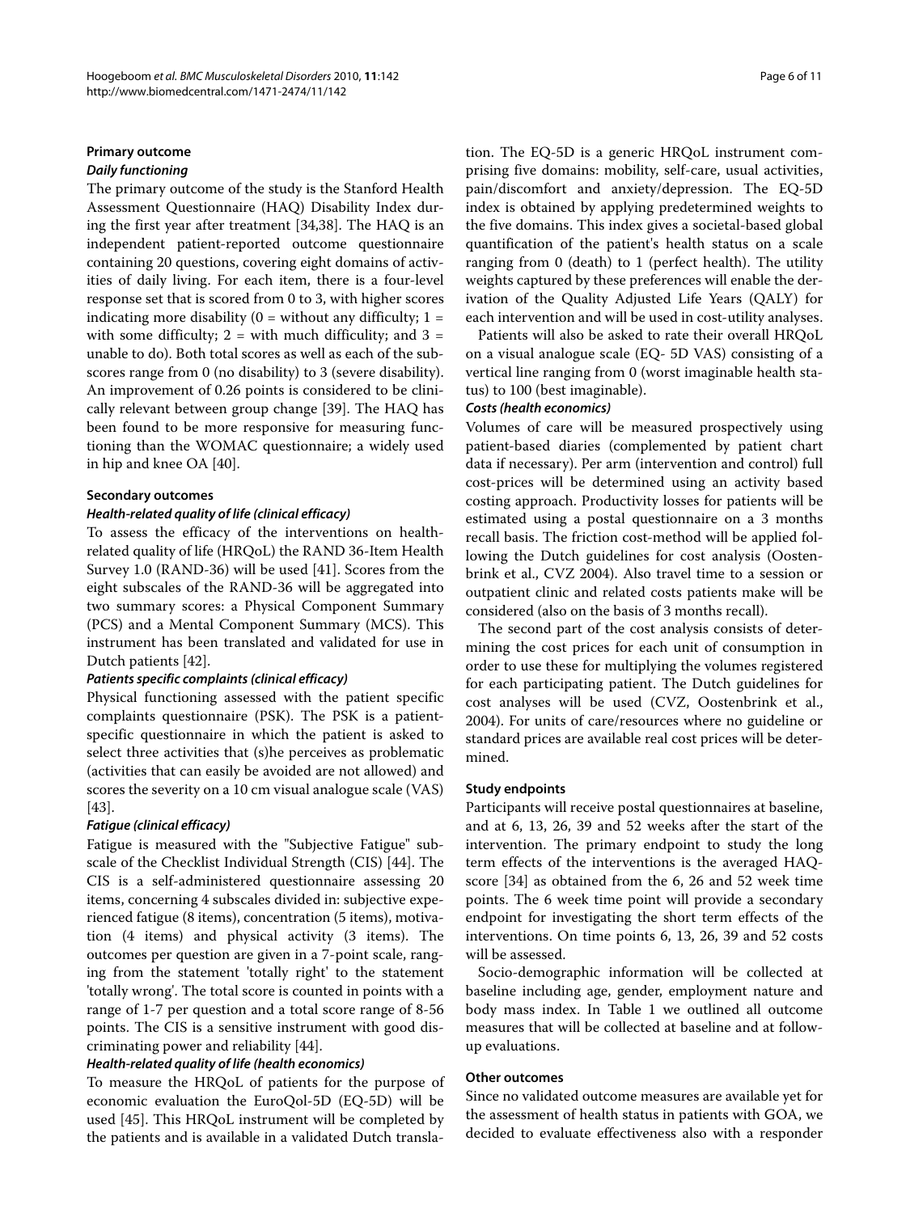### Primary outcome

#### *Daily functioning*

The primary outcome of the study is the Stanford Health Assessment Questionnaire (HAQ) Disability Index during the first year after treatment [34,38]. The HAQ is an independent patient-reported outcome questionnaire containing 20 questions, covering eight domains of activities of daily living. For each item, there is a four-level response set that is scored from 0 to 3, with higher scores indicating more disability (0 = without any difficulty; 1 = with some difficulty; 2 = with much difficulty; and 3 = unable to do). Both total scores as well as each of the subscores range from 0 (no disability) to 3 (severe disability). An improvement of 0.26 points is considered to be clinically relevant between group change [39]. The HAQ has been found to be more responsive for measuring functioning than the WOMAC questionnaire; a widely used in hip and knee OA [40].

### Secondary outcomes

#### *Health-related quality of life (clinical efficacy)*

To assess the efficacy of the interventions on health-related quality of life (HRQoL) the RAND 36-Item Health Survey 1.0 (RAND-36) will be used [41]. Scores from the eight subscales of the RAND-36 will be aggregated into two summary scores: a Physical Component Summary (PCS) and a Mental Component Summary (MCS). This instrument has been translated and validated for use in Dutch patients [42].

#### *Patients specific complaints (clinical efficacy)*

Physical functioning assessed with the patient specific complaints questionnaire (PSK). The PSK is a patient-specific questionnaire in which the patient is asked to select three activities that (s)he perceives as problematic (activities that can easily be avoided are not allowed) and scores the severity on a 10 cm visual analogue scale (VAS) [43].

#### *Fatigue (clinical efficacy)*

Fatigue is measured with the "Subjective Fatigue" subscale of the Checklist Individual Strength (CIS) [44]. The CIS is a self-administered questionnaire assessing 20 items, concerning 4 subscales divided in: subjective experienced fatigue (8 items), concentration (5 items), motivation (4 items) and physical activity (3 items). The outcomes per question are given in a 7-point scale, ranging from the statement 'totally right' to the statement 'totally wrong'. The total score is counted in points with a range of 1-7 per question and a total score range of 8-56 points. The CIS is a sensitive instrument with good discriminating power and reliability [44].

#### *Health-related quality of life (health economics)*

To measure the HRQoL of patients for the purpose of economic evaluation the EuroQol-5D (EQ-5D) will be used [45]. This HRQoL instrument will be completed by the patients and is available in a validated Dutch translation. The EQ-5D is a generic HRQoL instrument comprising five domains: mobility, self-care, usual activities, pain/discomfort and anxiety/depression. The EQ-5D index is obtained by applying predetermined weights to the five domains. This index gives a societal-based global quantification of the patient's health status on a scale ranging from 0 (death) to 1 (perfect health). The utility weights captured by these preferences will enable the derivation of the Quality Adjusted Life Years (QALY) for each intervention and will be used in cost-utility analyses.

Patients will also be asked to rate their overall HRQoL on a visual analogue scale (EQ- 5D VAS) consisting of a vertical line ranging from 0 (worst imaginable health status) to 100 (best imaginable).

#### *Costs (health economics)*

Volumes of care will be measured prospectively using patient-based diaries (complemented by patient chart data if necessary). Per arm (intervention and control) full cost-prices will be determined using an activity based costing approach. Productivity losses for patients will be estimated using a postal questionnaire on a 3 months recall basis. The friction cost-method will be applied following the Dutch guidelines for cost analysis (Oostenbrink et al., CVZ 2004). Also travel time to a session or outpatient clinic and related costs patients make will be considered (also on the basis of 3 months recall).

The second part of the cost analysis consists of determining the cost prices for each unit of consumption in order to use these for multiplying the volumes registered for each participating patient. The Dutch guidelines for cost analyses will be used (CVZ, Oostenbrink et al., 2004). For units of care/resources where no guideline or standard prices are available real cost prices will be determined.

### Study endpoints

Participants will receive postal questionnaires at baseline, and at 6, 13, 26, 39 and 52 weeks after the start of the intervention. The primary endpoint to study the long term effects of the interventions is the averaged HAQ-score [34] as obtained from the 6, 26 and 52 week time points. The 6 week time point will provide a secondary endpoint for investigating the short term effects of the interventions. On time points 6, 13, 26, 39 and 52 costs will be assessed.

Socio-demographic information will be collected at baseline including age, gender, employment nature and body mass index. In Table 1 we outlined all outcome measures that will be collected at baseline and at follow-up evaluations.

### Other outcomes

Since no validated outcome measures are available yet for the assessment of health status in patients with GOA, we decided to evaluate effectiveness also with a responder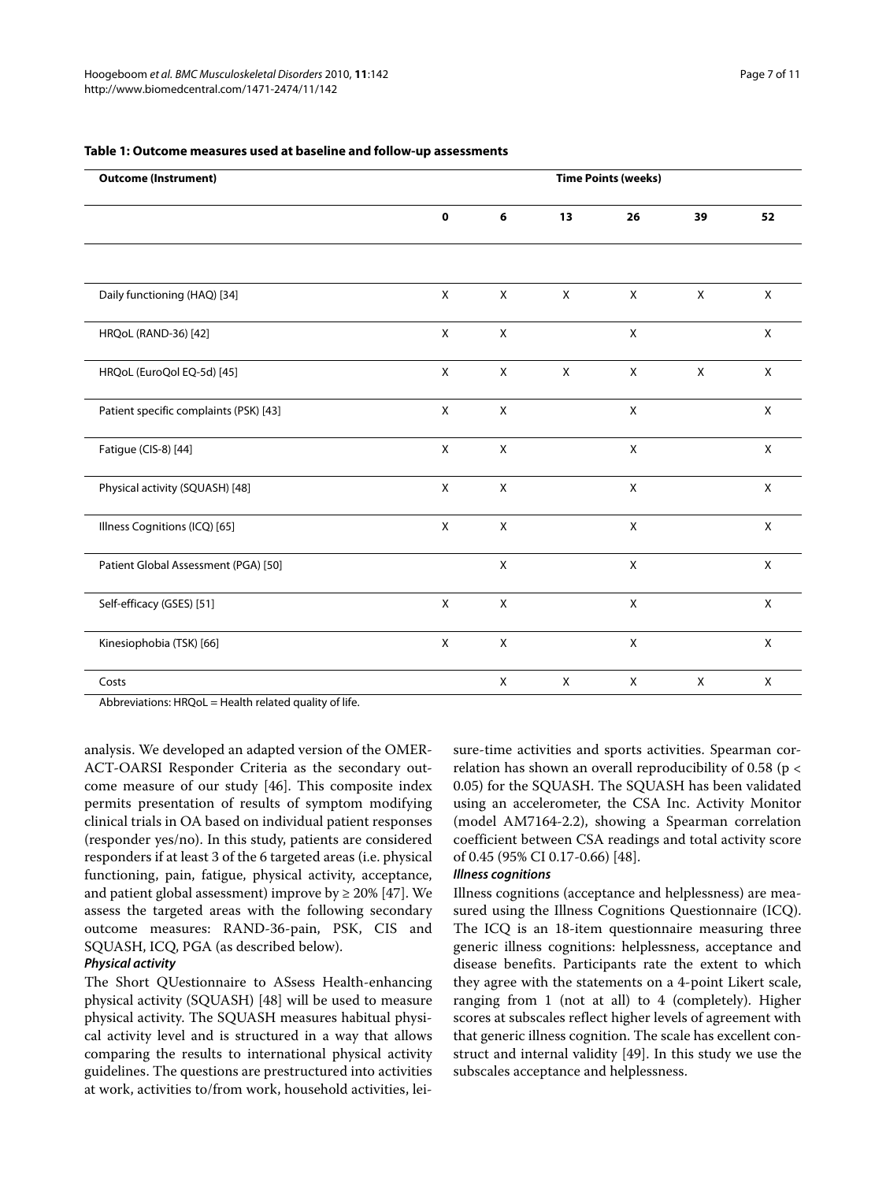**Table 1: Outcome measures used at baseline and follow-up assessments**

| Outcome (Instrument) | Time Points (weeks) | | | | | |
|---|---|---|---|---|---|---|
| | 0 | 6 | 13 | 26 | 39 | 52 |
| Daily functioning (HAQ) [34] | X | X | X | X | X | X |
| HRQoL (RAND-36) [42] | X | X | | X | | X |
| HRQoL (EuroQol EQ-5d) [45] | X | X | X | X | X | X |
| Patient specific complaints (PSK) [43] | X | X | | X | | X |
| Fatigue (CIS-8) [44] | X | X | | X | | X |
| Physical activity (SQUASH) [48] | X | X | | X | | X |
| Illness Cognitions (ICQ) [65] | X | X | | X | | X |
| Patient Global Assessment (PGA) [50] | | X | | X | | X |
| Self-efficacy (GSES) [51] | X | X | | X | | X |
| Kinesiophobia (TSK) [66] | X | X | | X | | X |
| Costs | | X | X | X | X | X |

Abbreviations: HRQoL = Health related quality of life.

analysis. We developed an adapted version of the OMERACT-OARSI Responder Criteria as the secondary outcome measure of our study [46]. This composite index permits presentation of results of symptom modifying clinical trials in OA based on individual patient responses (responder yes/no). In this study, patients are considered responders if at least 3 of the 6 targeted areas (i.e. physical functioning, pain, fatigue, physical activity, acceptance, and patient global assessment) improve by ≥ 20% [47]. We assess the targeted areas with the following secondary outcome measures: RAND-36-pain, PSK, CIS and SQUASH, ICQ, PGA (as described below).

***Physical activity***

The Short QUestionnaire to ASsess Health-enhancing physical activity (SQUASH) [48] will be used to measure physical activity. The SQUASH measures habitual physical activity level and is structured in a way that allows comparing the results to international physical activity guidelines. The questions are prestructured into activities at work, activities to/from work, household activities, leisure-time activities and sports activities. Spearman correlation has shown an overall reproducibility of 0.58 ($p < 0.05$) for the SQUASH. The SQUASH has been validated using an accelerometer, the CSA Inc. Activity Monitor (model AM7164-2.2), showing a Spearman correlation coefficient between CSA readings and total activity score of 0.45 (95% CI 0.17-0.66) [48].

***Illness cognitions***

Illness cognitions (acceptance and helplessness) are measured using the Illness Cognitions Questionnaire (ICQ). The ICQ is an 18-item questionnaire measuring three generic illness cognitions: helplessness, acceptance and disease benefits. Participants rate the extent to which they agree with the statements on a 4-point Likert scale, ranging from 1 (not at all) to 4 (completely). Higher scores at subscales reflect higher levels of agreement with that generic illness cognition. The scale has excellent construct and internal validity [49]. In this study we use the subscales acceptance and helplessness.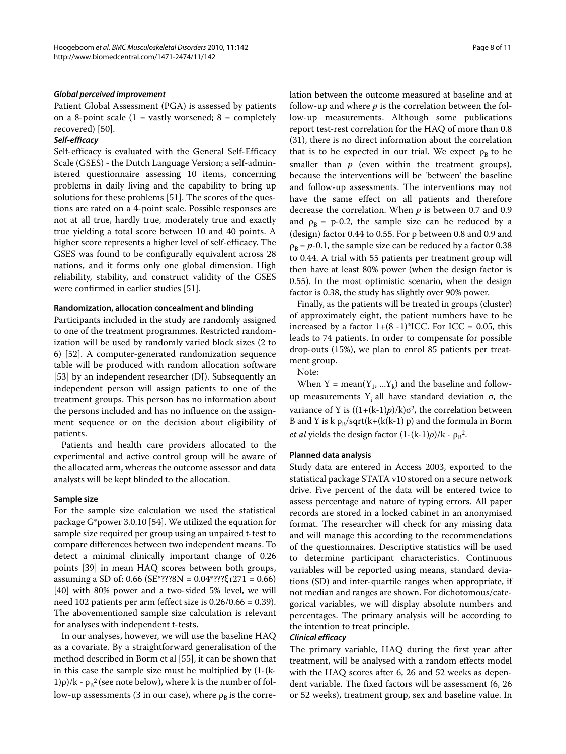*Global perceived improvement*

Patient Global Assessment (PGA) is assessed by patients on a 8-point scale (1 = vastly worsened; 8 = completely recovered) [50].

*Self-efficacy*

Self-efficacy is evaluated with the General Self-Efficacy Scale (GSES) - the Dutch Language Version; a self-administered questionnaire assessing 10 items, concerning problems in daily living and the capability to bring up solutions for these problems [51]. The scores of the questions are rated on a 4-point scale. Possible responses are not at all true, hardly true, moderately true and exactly true yielding a total score between 10 and 40 points. A higher score represents a higher level of self-efficacy. The GSES was found to be configurally equivalent across 28 nations, and it forms only one global dimension. High reliability, stability, and construct validity of the GSES were confirmed in earlier studies [51].

### Randomization, allocation concealment and blinding

Participants included in the study are randomly assigned to one of the treatment programmes. Restricted randomization will be used by randomly varied block sizes (2 to 6) [52]. A computer-generated randomization sequence table will be produced with random allocation software [53] by an independent researcher (DJ). Subsequently an independent person will assign patients to one of the treatment groups. This person has no information about the persons included and has no influence on the assignment sequence or on the decision about eligibility of patients.

Patients and health care providers allocated to the experimental and active control group will be aware of the allocated arm, whereas the outcome assessor and data analysts will be kept blinded to the allocation.

### Sample size

For the sample size calculation we used the statistical package G*power 3.0.10 [54]. We utilized the equation for sample size required per group using an unpaired t-test to compare differences between two independent means. To detect a minimal clinically important change of 0.26 points [39] in mean HAQ scores between both groups, assuming a SD of: 0.66 (SE*???8N = 0.04*???ξτ271 = 0.66) [40] with 80% power and a two-sided 5% level, we will need 102 patients per arm (effect size is 0.26/0.66 = 0.39). The abovementioned sample size calculation is relevant for analyses with independent t-tests.

In our analyses, however, we will use the baseline HAQ as a covariate. By a straightforward generalisation of the method described in Borm et al [55], it can be shown that in this case the sample size must be multiplied by $(1-(k-1)\rho)/k - \rho_B^2$ (see note below), where k is the number of follow-up assessments (3 in our case), where $\rho_B$ is the correlation between the outcome measured at baseline and at follow-up and where $p$ is the correlation between the follow-up measurements. Although some publications report test-rest correlation for the HAQ of more than 0.8 (31), there is no direct information about the correlation that is to be expected in our trial. We expect $\rho_B$ to be smaller than $p$ (even within the treatment groups), because the interventions will be 'between' the baseline and follow-up assessments. The interventions may not have the same effect on all patients and therefore decrease the correlation. When $p$ is between 0.7 and 0.9 and $\rho_B$ = p-0.2, the sample size can be reduced by a (design) factor 0.44 to 0.55. For p between 0.8 and 0.9 and $\rho_B = p$-0.1, the sample size can be reduced by a factor 0.38 to 0.44. A trial with 55 patients per treatment group will then have at least 80% power (when the design factor is 0.55). In the most optimistic scenario, when the design factor is 0.38, the study has slightly over 90% power.

Finally, as the patients will be treated in groups (cluster) of approximately eight, the patient numbers have to be increased by a factor 1+(8 -1)*ICC. For ICC = 0.05, this leads to 74 patients. In order to compensate for possible drop-outs (15%), we plan to enrol 85 patients per treatment group.

Note:

When $Y = \text{mean}(Y_1, \ldots Y_k)$ and the baseline and follow-up measurements $Y_i$ all have standard deviation σ, the variance of Y is $((1+(k-1)p)/k)\sigma^2$, the correlation between B and Y is $k\,\rho_B/\text{sqrt}(k+(k(k-1)\,p)$ and the formula in Borm *et al* yields the design factor $(1-(k-1)\rho)/k - \rho_B^2$.

### Planned data analysis

Study data are entered in Access 2003, exported to the statistical package STATA v10 stored on a secure network drive. Five percent of the data will be entered twice to assess percentage and nature of typing errors. All paper records are stored in a locked cabinet in an anonymised format. The researcher will check for any missing data and will manage this according to the recommendations of the questionnaires. Descriptive statistics will be used to determine participant characteristics. Continuous variables will be reported using means, standard deviations (SD) and inter-quartile ranges when appropriate, if not median and ranges are shown. For dichotomous/categorical variables, we will display absolute numbers and percentages. The primary analysis will be according to the intention to treat principle.

*Clinical efficacy*

The primary variable, HAQ during the first year after treatment, will be analysed with a random effects model with the HAQ scores after 6, 26 and 52 weeks as dependent variable. The fixed factors will be assessment (6, 26 or 52 weeks), treatment group, sex and baseline value. In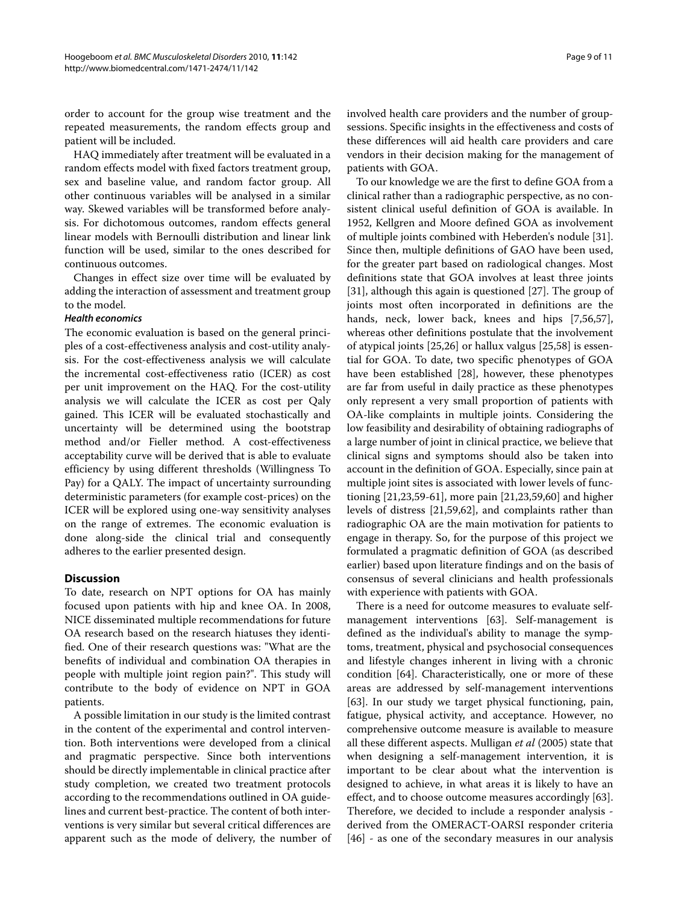order to account for the group wise treatment and the repeated measurements, the random effects group and patient will be included.

HAQ immediately after treatment will be evaluated in a random effects model with fixed factors treatment group, sex and baseline value, and random factor group. All other continuous variables will be analysed in a similar way. Skewed variables will be transformed before analysis. For dichotomous outcomes, random effects general linear models with Bernoulli distribution and linear link function will be used, similar to the ones described for continuous outcomes.

Changes in effect size over time will be evaluated by adding the interaction of assessment and treatment group to the model.

***Health economics***

The economic evaluation is based on the general principles of a cost-effectiveness analysis and cost-utility analysis. For the cost-effectiveness analysis we will calculate the incremental cost-effectiveness ratio (ICER) as cost per unit improvement on the HAQ. For the cost-utility analysis we will calculate the ICER as cost per Qaly gained. This ICER will be evaluated stochastically and uncertainty will be determined using the bootstrap method and/or Fieller method. A cost-effectiveness acceptability curve will be derived that is able to evaluate efficiency by using different thresholds (Willingness To Pay) for a QALY. The impact of uncertainty surrounding deterministic parameters (for example cost-prices) on the ICER will be explored using one-way sensitivity analyses on the range of extremes. The economic evaluation is done along-side the clinical trial and consequently adheres to the earlier presented design.

## Discussion

To date, research on NPT options for OA has mainly focused upon patients with hip and knee OA. In 2008, NICE disseminated multiple recommendations for future OA research based on the research hiatuses they identified. One of their research questions was: "What are the benefits of individual and combination OA therapies in people with multiple joint region pain?". This study will contribute to the body of evidence on NPT in GOA patients.

A possible limitation in our study is the limited contrast in the content of the experimental and control intervention. Both interventions were developed from a clinical and pragmatic perspective. Since both interventions should be directly implementable in clinical practice after study completion, we created two treatment protocols according to the recommendations outlined in OA guidelines and current best-practice. The content of both interventions is very similar but several critical differences are apparent such as the mode of delivery, the number of involved health care providers and the number of group-sessions. Specific insights in the effectiveness and costs of these differences will aid health care providers and care vendors in their decision making for the management of patients with GOA.

To our knowledge we are the first to define GOA from a clinical rather than a radiographic perspective, as no consistent clinical useful definition of GOA is available. In 1952, Kellgren and Moore defined GOA as involvement of multiple joints combined with Heberden's nodule [31]. Since then, multiple definitions of GAO have been used, for the greater part based on radiological changes. Most definitions state that GOA involves at least three joints [31], although this again is questioned [27]. The group of joints most often incorporated in definitions are the hands, neck, lower back, knees and hips [7,56,57], whereas other definitions postulate that the involvement of atypical joints [25,26] or hallux valgus [25,58] is essential for GOA. To date, two specific phenotypes of GOA have been established [28], however, these phenotypes are far from useful in daily practice as these phenotypes only represent a very small proportion of patients with OA-like complaints in multiple joints. Considering the low feasibility and desirability of obtaining radiographs of a large number of joint in clinical practice, we believe that clinical signs and symptoms should also be taken into account in the definition of GOA. Especially, since pain at multiple joint sites is associated with lower levels of functioning [21,23,59-61], more pain [21,23,59,60] and higher levels of distress [21,59,62], and complaints rather than radiographic OA are the main motivation for patients to engage in therapy. So, for the purpose of this project we formulated a pragmatic definition of GOA (as described earlier) based upon literature findings and on the basis of consensus of several clinicians and health professionals with experience with patients with GOA.

There is a need for outcome measures to evaluate self-management interventions [63]. Self-management is defined as the individual's ability to manage the symptoms, treatment, physical and psychosocial consequences and lifestyle changes inherent in living with a chronic condition [64]. Characteristically, one or more of these areas are addressed by self-management interventions [63]. In our study we target physical functioning, pain, fatigue, physical activity, and acceptance. However, no comprehensive outcome measure is available to measure all these different aspects. Mulligan *et al* (2005) state that when designing a self-management intervention, it is important to be clear about what the intervention is designed to achieve, in what areas it is likely to have an effect, and to choose outcome measures accordingly [63]. Therefore, we decided to include a responder analysis - derived from the OMERACT-OARSI responder criteria [46] - as one of the secondary measures in our analysis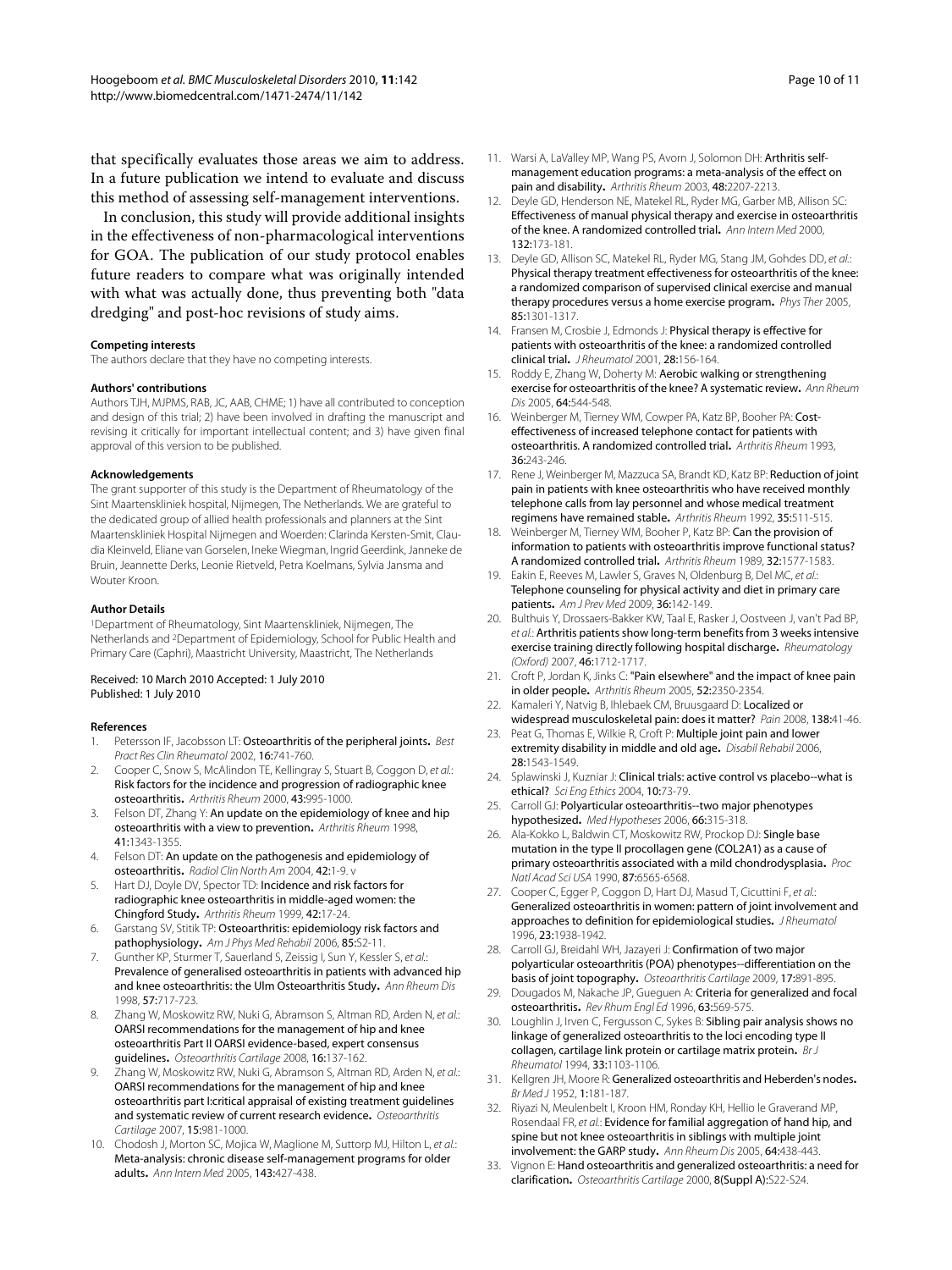that specifically evaluates those areas we aim to address. In a future publication we intend to evaluate and discuss this method of assessing self-management interventions.

In conclusion, this study will provide additional insights in the effectiveness of non-pharmacological interventions for GOA. The publication of our study protocol enables future readers to compare what was originally intended with what was actually done, thus preventing both "data dredging" and post-hoc revisions of study aims.

#### Competing interests

The authors declare that they have no competing interests.

#### Authors' contributions

Authors TJH, MJPMS, RAB, JC, AAB, CHME; 1) have all contributed to conception and design of this trial; 2) have been involved in drafting the manuscript and revising it critically for important intellectual content; and 3) have given final approval of this version to be published.

#### Acknowledgements

The grant supporter of this study is the Department of Rheumatology of the Sint Maartenskliniek hospital, Nijmegen, The Netherlands. We are grateful to the dedicated group of allied health professionals and planners at the Sint Maartenskliniek Hospital Nijmegen and Woerden: Clarinda Kersten-Smit, Claudia Kleinveld, Eliane van Gorselen, Ineke Wiegman, Ingrid Geerdink, Janneke de Bruin, Jeannette Derks, Leonie Rietveld, Petra Koelmans, Sylvia Jansma and Wouter Kroon.

#### Author Details

[1]Department of Rheumatology, Sint Maartenskliniek, Nijmegen, The Netherlands and [2]Department of Epidemiology, School for Public Health and Primary Care (Caphri), Maastricht University, Maastricht, The Netherlands

Received: 10 March 2010 Accepted: 1 July 2010
Published: 1 July 2010

#### References

1. Petersson IF, Jacobsson LT: **Osteoarthritis of the peripheral joints.** *Best Pract Res Clin Rheumatol* 2002, **16**:741-760.
2. Cooper C, Snow S, McAlindon TE, Kellingray S, Stuart B, Coggon D, *et al.*: **Risk factors for the incidence and progression of radiographic knee osteoarthritis.** *Arthritis Rheum* 2000, **43**:995-1000.
3. Felson DT, Zhang Y: **An update on the epidemiology of knee and hip osteoarthritis with a view to prevention.** *Arthritis Rheum* 1998, **41**:1343-1355.
4. Felson DT: **An update on the pathogenesis and epidemiology of osteoarthritis.** *Radiol Clin North Am* 2004, **42**:1-9. v
5. Hart DJ, Doyle DV, Spector TD: **Incidence and risk factors for radiographic knee osteoarthritis in middle-aged women: the Chingford Study.** *Arthritis Rheum* 1999, **42**:17-24.
6. Garstang SV, Stitik TP: **Osteoarthritis: epidemiology risk factors and pathophysiology.** *Am J Phys Med Rehabil* 2006, **85**:S2-11.
7. Gunther KP, Sturmer T, Sauerland S, Zeissig I, Sun Y, Kessler S, *et al.*: **Prevalence of generalised osteoarthritis in patients with advanced hip and knee osteoarthritis: the Ulm Osteoarthritis Study.** *Ann Rheum Dis* 1998, **57**:717-723.
8. Zhang W, Moskowitz RW, Nuki G, Abramson S, Altman RD, Arden N, *et al.*: **OARSI recommendations for the management of hip and knee osteoarthritis Part II OARSI evidence-based, expert consensus guidelines.** *Osteoarthritis Cartilage* 2008, **16**:137-162.
9. Zhang W, Moskowitz RW, Nuki G, Abramson S, Altman RD, Arden N, *et al.*: **OARSI recommendations for the management of hip and knee osteoarthritis part I:critical appraisal of existing treatment guidelines and systematic review of current research evidence.** *Osteoarthritis Cartilage* 2007, **15**:981-1000.
10. Chodosh J, Morton SC, Mojica W, Maglione M, Suttorp MJ, Hilton L, *et al.*: **Meta-analysis: chronic disease self-management programs for older adults.** *Ann Intern Med* 2005, **143**:427-438.
11. Warsi A, LaValley MP, Wang PS, Avorn J, Solomon DH: **Arthritis self-management education programs: a meta-analysis of the effect on pain and disability.** *Arthritis Rheum* 2003, **48**:2207-2213.
12. Deyle GD, Henderson NE, Matekel RL, Ryder MG, Garber MB, Allison SC: **Effectiveness of manual physical therapy and exercise in osteoarthritis of the knee. A randomized controlled trial.** *Ann Intern Med* 2000, **132**:173-181.
13. Deyle GD, Allison SC, Matekel RL, Ryder MG, Stang JM, Gohdes DD, *et al.*: **Physical therapy treatment effectiveness for osteoarthritis of the knee: a randomized comparison of supervised clinical exercise and manual therapy procedures versus a home exercise program.** *Phys Ther* 2005, **85**:1301-1317.
14. Fransen M, Crosbie J, Edmonds J: **Physical therapy is effective for patients with osteoarthritis of the knee: a randomized controlled clinical trial.** *J Rheumatol* 2001, **28**:156-164.
15. Roddy E, Zhang W, Doherty M: **Aerobic walking or strengthening exercise for osteoarthritis of the knee? A systematic review.** *Ann Rheum Dis* 2005, **64**:544-548.
16. Weinberger M, Tierney WM, Cowper PA, Katz BP, Booher PA: **Cost-effectiveness of increased telephone contact for patients with osteoarthritis. A randomized controlled trial.** *Arthritis Rheum* 1993, **36**:243-246.
17. Rene J, Weinberger M, Mazzuca SA, Brandt KD, Katz BP: **Reduction of joint pain in patients with knee osteoarthritis who have received monthly telephone calls from lay personnel and whose medical treatment regimens have remained stable.** *Arthritis Rheum* 1992, **35**:511-515.
18. Weinberger M, Tierney WM, Booher P, Katz BP: **Can the provision of information to patients with osteoarthritis improve functional status? A randomized controlled trial.** *Arthritis Rheum* 1989, **32**:1577-1583.
19. Eakin E, Reeves M, Lawler S, Graves N, Oldenburg B, Del MC, *et al.*: **Telephone counseling for physical activity and diet in primary care patients.** *Am J Prev Med* 2009, **36**:142-149.
20. Bulthuis Y, Drossaers-Bakker KW, Taal E, Rasker J, Oostveen J, van't Pad BP, *et al.*: **Arthritis patients show long-term benefits from 3 weeks intensive exercise training directly following hospital discharge.** *Rheumatology (Oxford)* 2007, **46**:1712-1717.
21. Croft P, Jordan K, Jinks C: **"Pain elsewhere" and the impact of knee pain in older people.** *Arthritis Rheum* 2005, **52**:2350-2354.
22. Kamaleri Y, Natvig B, Ihlebaek CM, Bruusgaard D: **Localized or widespread musculoskeletal pain: does it matter?** *Pain* 2008, **138**:41-46.
23. Peat G, Thomas E, Wilkie R, Croft P: **Multiple joint pain and lower extremity disability in middle and old age.** *Disabil Rehabil* 2006, **28**:1543-1549.
24. Splawinski J, Kuzniar J: **Clinical trials: active control vs placebo--what is ethical?** *Sci Eng Ethics* 2004, **10**:73-79.
25. Carroll GJ: **Polyarticular osteoarthritis--two major phenotypes hypothesized.** *Med Hypotheses* 2006, **66**:315-318.
26. Ala-Kokko L, Baldwin CT, Moskowitz RW, Prockop DJ: **Single base mutation in the type II procollagen gene (COL2A1) as a cause of primary osteoarthritis associated with a mild chondrodysplasia.** *Proc Natl Acad Sci USA* 1990, **87**:6565-6568.
27. Cooper C, Egger P, Coggon D, Hart DJ, Masud T, Cicuttini F, *et al.*: **Generalized osteoarthritis in women: pattern of joint involvement and approaches to definition for epidemiological studies.** *J Rheumatol* 1996, **23**:1938-1942.
28. Carroll GJ, Breidahl WH, Jazayeri J: **Confirmation of two major polyarticular osteoarthritis (POA) phenotypes--differentiation on the basis of joint topography.** *Osteoarthritis Cartilage* 2009, **17**:891-895.
29. Dougados M, Nakache JP, Gueguen A: **Criteria for generalized and focal osteoarthritis.** *Rev Rhum Engl Ed* 1996, **63**:569-575.
30. Loughlin J, Irven C, Fergusson C, Sykes B: **Sibling pair analysis shows no linkage of generalized osteoarthritis to the loci encoding type II collagen, cartilage link protein or cartilage matrix protein.** *Br J Rheumatol* 1994, **33**:1103-1106.
31. Kellgren JH, Moore R: **Generalized osteoarthritis and Heberden's nodes.** *Br Med J* 1952, **1**:181-187.
32. Riyazi N, Meulenbelt I, Kroon HM, Ronday KH, Hellio le Graverand MP, Rosendaal FR, *et al.*: **Evidence for familial aggregation of hand hip, and spine but not knee osteoarthritis in siblings with multiple joint involvement: the GARP study.** *Ann Rheum Dis* 2005, **64**:438-443.
33. Vignon E: **Hand osteoarthritis and generalized osteoarthritis: a need for clarification.** *Osteoarthritis Cartilage* 2000, **8(Suppl A)**:S22-S24.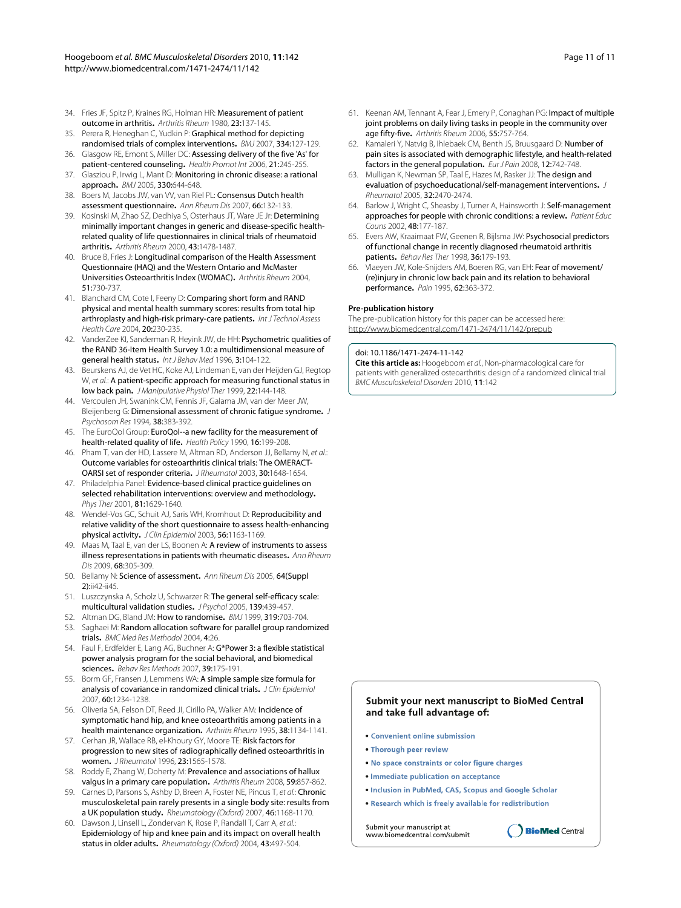34. Fries JF, Spitz P, Kraines RG, Holman HR: **Measurement of patient outcome in arthritis.** *Arthritis Rheum* 1980, **23:**137-145.
35. Perera R, Heneghan C, Yudkin P: **Graphical method for depicting randomised trials of complex interventions.** *BMJ* 2007, **334:**127-129.
36. Glasgow RE, Emont S, Miller DC: **Assessing delivery of the five 'As' for patient-centered counseling.** *Health Promot Int* 2006, **21:**245-255.
37. Glasziou P, Irwig L, Mant D: **Monitoring in chronic disease: a rational approach.** *BMJ* 2005, **330:**644-648.
38. Boers M, Jacobs JW, van VV, van Riel PL: **Consensus Dutch health assessment questionnaire.** *Ann Rheum Dis* 2007, **66:**132-133.
39. Kosinski M, Zhao SZ, Dedhiya S, Osterhaus JT, Ware JE Jr: **Determining minimally important changes in generic and disease-specific health-related quality of life questionnaires in clinical trials of rheumatoid arthritis.** *Arthritis Rheum* 2000, **43:**1478-1487.
40. Bruce B, Fries J: **Longitudinal comparison of the Health Assessment Questionnaire (HAQ) and the Western Ontario and McMaster Universities Osteoarthritis Index (WOMAC).** *Arthritis Rheum* 2004, **51:**730-737.
41. Blanchard CM, Cote I, Feeny D: **Comparing short form and RAND physical and mental health summary scores: results from total hip arthroplasty and high-risk primary-care patients.** *Int J Technol Assess Health Care* 2004, **20:**230-235.
42. VanderZee KI, Sanderman R, Heyink JW, de HH: **Psychometric qualities of the RAND 36-Item Health Survey 1.0: a multidimensional measure of general health status.** *Int J Behav Med* 1996, **3:**104-122.
43. Beurskens AJ, de Vet HC, Koke AJ, Lindeman E, van der Heijden GJ, Regtop W, *et al.*: **A patient-specific approach for measuring functional status in low back pain.** *J Manipulative Physiol Ther* 1999, **22:**144-148.
44. Vercoulen JH, Swanink CM, Fennis JF, Galama JM, van der Meer JW, Bleijenberg G: **Dimensional assessment of chronic fatigue syndrome.** *J Psychosom Res* 1994, **38:**383-392.
45. The EuroQol Group: **EuroQol--a new facility for the measurement of health-related quality of life.** *Health Policy* 1990, **16:**199-208.
46. Pham T, van der HD, Lassere M, Altman RD, Anderson JJ, Bellamy N, *et al.*: **Outcome variables for osteoarthritis clinical trials: The OMERACT-OARSI set of responder criteria.** *J Rheumatol* 2003, **30:**1648-1654.
47. Philadelphia Panel: **Evidence-based clinical practice guidelines on selected rehabilitation interventions: overview and methodology.** *Phys Ther* 2001, **81:**1629-1640.
48. Wendel-Vos GC, Schuit AJ, Saris WH, Kromhout D: **Reproducibility and relative validity of the short questionnaire to assess health-enhancing physical activity.** *J Clin Epidemiol* 2003, **56:**1163-1169.
49. Maas M, Taal E, van der LS, Boonen A: **A review of instruments to assess illness representations in patients with rheumatic diseases.** *Ann Rheum Dis* 2009, **68:**305-309.
50. Bellamy N: **Science of assessment.** *Ann Rheum Dis* 2005, **64(Suppl 2):**ii42-ii45.
51. Luszczynska A, Scholz U, Schwarzer R: **The general self-efficacy scale: multicultural validation studies.** *J Psychol* 2005, **139:**439-457.
52. Altman DG, Bland JM: **How to randomise.** *BMJ* 1999, **319:**703-704.
53. Saghaei M: **Random allocation software for parallel group randomized trials.** *BMC Med Res Methodol* 2004, **4:**26.
54. Faul F, Erdfelder E, Lang AG, Buchner A: **G*Power 3: a flexible statistical power analysis program for the social behavioral, and biomedical sciences.** *Behav Res Methods* 2007, **39:**175-191.
55. Borm GF, Fransen J, Lemmens WA: **A simple sample size formula for analysis of covariance in randomized clinical trials.** *J Clin Epidemiol* 2007, **60:**1234-1238.
56. Oliveria SA, Felson DT, Reed JI, Cirillo PA, Walker AM: **Incidence of symptomatic hand hip, and knee osteoarthritis among patients in a health maintenance organization.** *Arthritis Rheum* 1995, **38:**1134-1141.
57. Cerhan JR, Wallace RB, el-Khoury GY, Moore TE: **Risk factors for progression to new sites of radiographically defined osteoarthritis in women.** *J Rheumatol* 1996, **23:**1565-1578.
58. Roddy E, Zhang W, Doherty M: **Prevalence and associations of hallux valgus in a primary care population.** *Arthritis Rheum* 2008, **59:**857-862.
59. Carnes D, Parsons S, Ashby D, Breen A, Foster NE, Pincus T, *et al.*: **Chronic musculoskeletal pain rarely presents in a single body site: results from a UK population study.** *Rheumatology (Oxford)* 2007, **46:**1168-1170.
60. Dawson J, Linsell L, Zondervan K, Rose P, Randall T, Carr A, *et al.*: **Epidemiology of hip and knee pain and its impact on overall health status in older adults.** *Rheumatology (Oxford)* 2004, **43:**497-504.
61. Keenan AM, Tennant A, Fear J, Emery P, Conaghan PG: **Impact of multiple joint problems on daily living tasks in people in the community over age fifty-five.** *Arthritis Rheum* 2006, **55:**757-764.
62. Kamaleri Y, Natvig B, Ihlebaek CM, Benth JS, Bruusgaard D: **Number of pain sites is associated with demographic lifestyle, and health-related factors in the general population.** *Eur J Pain* 2008, **12:**742-748.
63. Mulligan K, Newman SP, Taal E, Hazes M, Rasker JJ: **The design and evaluation of psychoeducational/self-management interventions.** *J Rheumatol* 2005, **32:**2470-2474.
64. Barlow J, Wright C, Sheasby J, Turner A, Hainsworth J: **Self-management approaches for people with chronic conditions: a review.** *Patient Educ Couns* 2002, **48:**177-187.
65. Evers AW, Kraaimaat FW, Geenen R, Bijlsma JW: **Psychosocial predictors of functional change in recently diagnosed rheumatoid arthritis patients.** *Behav Res Ther* 1998, **36:**179-193.
66. Vlaeyen JW, Kole-Snijders AM, Boeren RG, van EH: **Fear of movement/(re)injury in chronic low back pain and its relation to behavioral performance.** *Pain* 1995, **62:**363-372.

### Pre-publication history

The pre-publication history for this paper can be accessed here:
http://www.biomedcentral.com/1471-2474/11/142/prepub

doi: 10.1186/1471-2474-11-142

**Cite this article as:** Hoogeboom *et al.*, Non-pharmacological care for patients with generalized osteoarthritis: design of a randomized clinical trial *BMC Musculoskeletal Disorders* 2010, **11**:142

**Submit your next manuscript to BioMed Central and take full advantage of:**

- Convenient online submission
- Thorough peer review
- No space constraints or color figure charges
- Immediate publication on acceptance
- Inclusion in PubMed, CAS, Scopus and Google Scholar
- Research which is freely available for redistribution

Submit your manuscript at www.biomedcentral.com/submit

BioMed Central